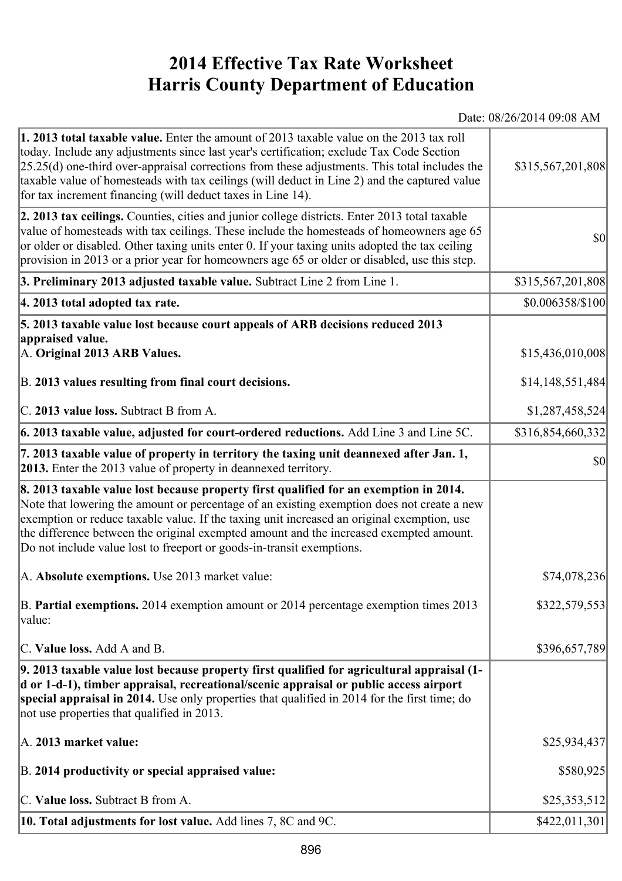# 2014 Effective Tax Rate Worksheet
# Harris County Department of Education

Date: 08/26/2014 09:08 AM

| | |
|---|---|
| **1. 2013 total taxable value.** Enter the amount of 2013 taxable value on the 2013 tax roll today. Include any adjustments since last year's certification; exclude Tax Code Section 25.25(d) one-third over-appraisal corrections from these adjustments. This total includes the taxable value of homesteads with tax ceilings (will deduct in Line 2) and the captured value for tax increment financing (will deduct taxes in Line 14). | $315,567,201,808 |
| **2. 2013 tax ceilings.** Counties, cities and junior college districts. Enter 2013 total taxable value of homesteads with tax ceilings. These include the homesteads of homeowners age 65 or older or disabled. Other taxing units enter 0. If your taxing units adopted the tax ceiling provision in 2013 or a prior year for homeowners age 65 or older or disabled, use this step. | $0 |
| **3. Preliminary 2013 adjusted taxable value.** Subtract Line 2 from Line 1. | $315,567,201,808 |
| **4. 2013 total adopted tax rate.** | $0.006358/$100 |
| **5. 2013 taxable value lost because court appeals of ARB decisions reduced 2013 appraised value.** | |
| A. **Original 2013 ARB Values.** | $15,436,010,008 |
| B. **2013 values resulting from final court decisions.** | $14,148,551,484 |
| C. **2013 value loss.** Subtract B from A. | $1,287,458,524 |
| **6. 2013 taxable value, adjusted for court-ordered reductions.** Add Line 3 and Line 5C. | $316,854,660,332 |
| **7. 2013 taxable value of property in territory the taxing unit deannexed after Jan. 1, 2013.** Enter the 2013 value of property in deannexed territory. | $0 |
| **8. 2013 taxable value lost because property first qualified for an exemption in 2014.** Note that lowering the amount or percentage of an existing exemption does not create a new exemption or reduce taxable value. If the taxing unit increased an original exemption, use the difference between the original exempted amount and the increased exempted amount. Do not include value lost to freeport or goods-in-transit exemptions. | |
| A. **Absolute exemptions.** Use 2013 market value: | $74,078,236 |
| B. **Partial exemptions.** 2014 exemption amount or 2014 percentage exemption times 2013 value: | $322,579,553 |
| C. **Value loss.** Add A and B. | $396,657,789 |
| **9. 2013 taxable value lost because property first qualified for agricultural appraisal (1-d or 1-d-1), timber appraisal, recreational/scenic appraisal or public access airport special appraisal in 2014.** Use only properties that qualified in 2014 for the first time; do not use properties that qualified in 2013. | |
| A. **2013 market value:** | $25,934,437 |
| B. **2014 productivity or special appraised value:** | $580,925 |
| C. **Value loss.** Subtract B from A. | $25,353,512 |
| **10. Total adjustments for lost value.** Add lines 7, 8C and 9C. | $422,011,301 |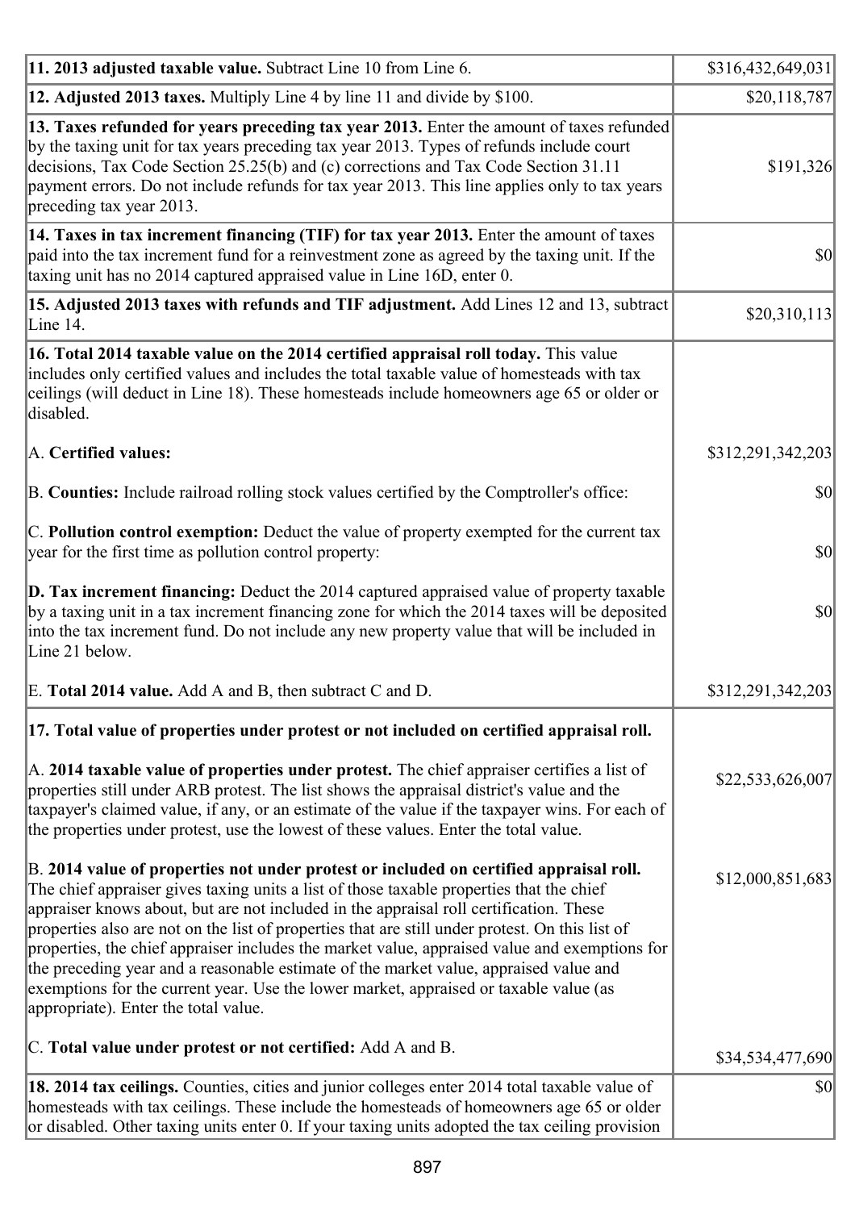| | |
|---|---|
| **11. 2013 adjusted taxable value.** Subtract Line 10 from Line 6. | \$316,432,649,031 |
| **12. Adjusted 2013 taxes.** Multiply Line 4 by line 11 and divide by \$100. | \$20,118,787 |
| **13. Taxes refunded for years preceding tax year 2013.** Enter the amount of taxes refunded by the taxing unit for tax years preceding tax year 2013. Types of refunds include court decisions, Tax Code Section 25.25(b) and (c) corrections and Tax Code Section 31.11 payment errors. Do not include refunds for tax year 2013. This line applies only to tax years preceding tax year 2013. | \$191,326 |
| **14. Taxes in tax increment financing (TIF) for tax year 2013.** Enter the amount of taxes paid into the tax increment fund for a reinvestment zone as agreed by the taxing unit. If the taxing unit has no 2014 captured appraised value in Line 16D, enter 0. | \$0 |
| **15. Adjusted 2013 taxes with refunds and TIF adjustment.** Add Lines 12 and 13, subtract Line 14. | \$20,310,113 |
| **16. Total 2014 taxable value on the 2014 certified appraisal roll today.** This value includes only certified values and includes the total taxable value of homesteads with tax ceilings (will deduct in Line 18). These homesteads include homeowners age 65 or older or disabled.<br><br>A. **Certified values:**<br><br>B. **Counties:** Include railroad rolling stock values certified by the Comptroller's office:<br><br>C. **Pollution control exemption:** Deduct the value of property exempted for the current tax year for the first time as pollution control property:<br><br>**D. Tax increment financing:** Deduct the 2014 captured appraised value of property taxable by a taxing unit in a tax increment financing zone for which the 2014 taxes will be deposited into the tax increment fund. Do not include any new property value that will be included in Line 21 below.<br><br>E. **Total 2014 value.** Add A and B, then subtract C and D. | <br><br><br><br>\$312,291,342,203<br><br>\$0<br><br>\$0<br><br>\$0<br><br><br><br>\$312,291,342,203 |
| **17. Total value of properties under protest or not included on certified appraisal roll.**<br><br>A. **2014 taxable value of properties under protest.** The chief appraiser certifies a list of properties still under ARB protest. The list shows the appraisal district's value and the taxpayer's claimed value, if any, or an estimate of the value if the taxpayer wins. For each of the properties under protest, use the lowest of these values. Enter the total value.<br><br>B. **2014 value of properties not under protest or included on certified appraisal roll.** The chief appraiser gives taxing units a list of those taxable properties that the chief appraiser knows about, but are not included in the appraisal roll certification. These properties also are not on the list of properties that are still under protest. On this list of properties, the chief appraiser includes the market value, appraised value and exemptions for the preceding year and a reasonable estimate of the market value, appraised value and exemptions for the current year. Use the lower market, appraised or taxable value (as appropriate). Enter the total value.<br><br>C. **Total value under protest or not certified:** Add A and B. | <br><br>\$22,533,626,007<br><br><br><br>\$12,000,851,683<br><br><br><br><br><br>\$34,534,477,690 |
| **18. 2014 tax ceilings.** Counties, cities and junior colleges enter 2014 total taxable value of homesteads with tax ceilings. These include the homesteads of homeowners age 65 or older or disabled. Other taxing units enter 0. If your taxing units adopted the tax ceiling provision | \$0 |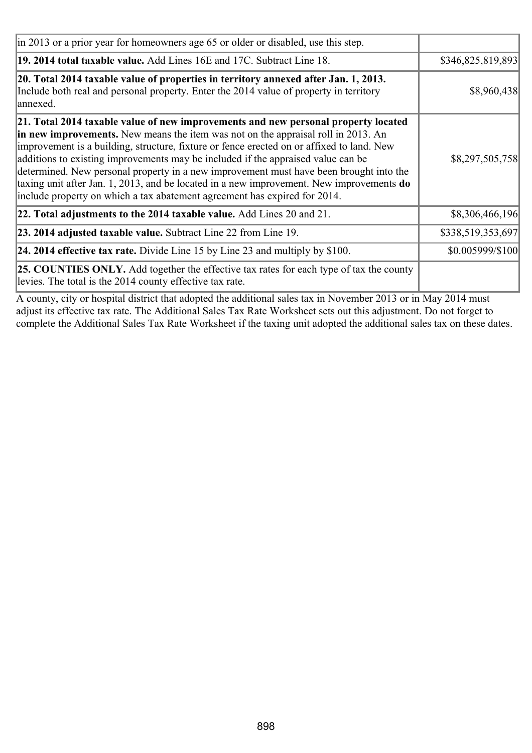| | |
|---|---|
| in 2013 or a prior year for homeowners age 65 or older or disabled, use this step. | |
| **19. 2014 total taxable value.** Add Lines 16E and 17C. Subtract Line 18. | $346,825,819,893 |
| **20. Total 2014 taxable value of properties in territory annexed after Jan. 1, 2013.** Include both real and personal property. Enter the 2014 value of property in territory annexed. | $8,960,438 |
| **21. Total 2014 taxable value of new improvements and new personal property located in new improvements.** New means the item was not on the appraisal roll in 2013. An improvement is a building, structure, fixture or fence erected on or affixed to land. New additions to existing improvements may be included if the appraised value can be determined. New personal property in a new improvement must have been brought into the taxing unit after Jan. 1, 2013, and be located in a new improvement. New improvements **do** include property on which a tax abatement agreement has expired for 2014. | $8,297,505,758 |
| **22. Total adjustments to the 2014 taxable value.** Add Lines 20 and 21. | $8,306,466,196 |
| **23. 2014 adjusted taxable value.** Subtract Line 22 from Line 19. | $338,519,353,697 |
| **24. 2014 effective tax rate.** Divide Line 15 by Line 23 and multiply by $100. | $0.005999/$100 |
| **25. COUNTIES ONLY.** Add together the effective tax rates for each type of tax the county levies. The total is the 2014 county effective tax rate. | |

A county, city or hospital district that adopted the additional sales tax in November 2013 or in May 2014 must adjust its effective tax rate. The Additional Sales Tax Rate Worksheet sets out this adjustment. Do not forget to complete the Additional Sales Tax Rate Worksheet if the taxing unit adopted the additional sales tax on these dates.